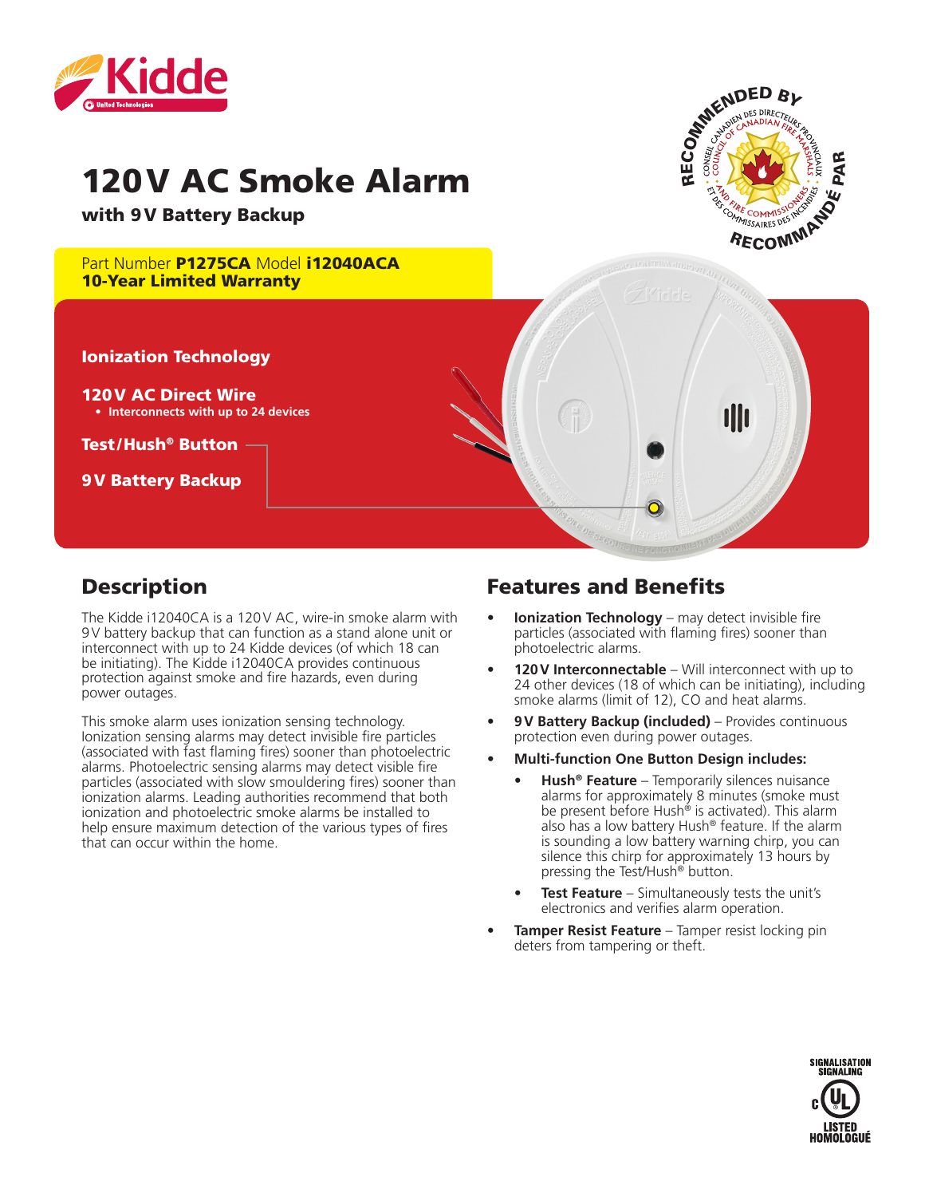# 120 V AC Smoke Alarm

**with 9 V Battery Backup**

Part Number **P1275CA** Model **i12040ACA**
**10-Year Limited Warranty**

**Ionization Technology**

**120 V AC Direct Wire**

- **Interconnects with up to 24 devices**

**Test/Hush® Button**

**9 V Battery Backup**

## Description

The Kidde i12040CA is a 120 V AC, wire-in smoke alarm with 9 V battery backup that can function as a stand alone unit or interconnect with up to 24 Kidde devices (of which 18 can be initiating). The Kidde i12040CA provides continuous protection against smoke and fire hazards, even during power outages.

This smoke alarm uses ionization sensing technology. Ionization sensing alarms may detect invisible fire particles (associated with fast flaming fires) sooner than photoelectric alarms. Photoelectric sensing alarms may detect visible fire particles (associated with slow smouldering fires) sooner than ionization alarms. Leading authorities recommend that both ionization and photoelectric smoke alarms be installed to help ensure maximum detection of the various types of fires that can occur within the home.

## Features and Benefits

- **Ionization Technology** – may detect invisible fire particles (associated with flaming fires) sooner than photoelectric alarms.
- **120 V Interconnectable** – Will interconnect with up to 24 other devices (18 of which can be initiating), including smoke alarms (limit of 12), CO and heat alarms.
- **9 V Battery Backup (included)** – Provides continuous protection even during power outages.
- **Multi-function One Button Design includes:**
  - **Hush® Feature** – Temporarily silences nuisance alarms for approximately 8 minutes (smoke must be present before Hush® is activated). This alarm also has a low battery Hush® feature. If the alarm is sounding a low battery warning chirp, you can silence this chirp for approximately 13 hours by pressing the Test/Hush® button.
  - **Test Feature** – Simultaneously tests the unit's electronics and verifies alarm operation.
- **Tamper Resist Feature** – Tamper resist locking pin deters from tampering or theft.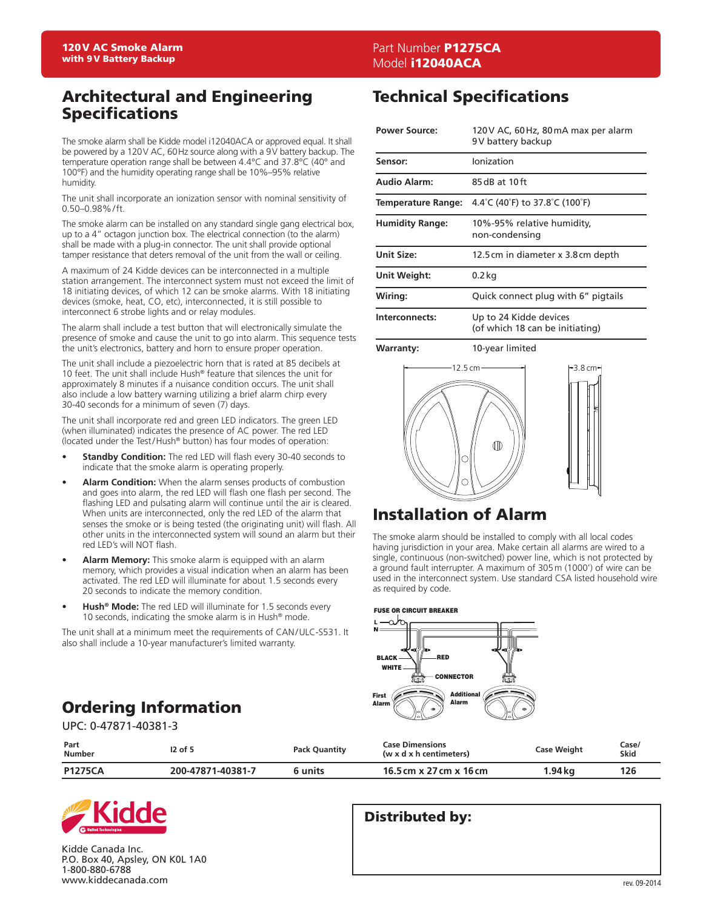**120 V AC Smoke Alarm with 9 V Battery Backup**

Part Number **P1275CA**
Model **i12040ACA**

## Architectural and Engineering Specifications

The smoke alarm shall be Kidde model i12040ACA or approved equal. It shall be powered by a 120 V AC, 60 Hz source along with a 9 V battery backup. The temperature operation range shall be between 4.4°C and 37.8°C (40° and 100°F) and the humidity operating range shall be 10%–95% relative humidity.

The unit shall incorporate an ionization sensor with nominal sensitivity of 0.50–0.98%/ft.

The smoke alarm can be installed on any standard single gang electrical box, up to a 4" octagon junction box. The electrical connection (to the alarm) shall be made with a plug-in connector. The unit shall provide optional tamper resistance that deters removal of the unit from the wall or ceiling.

A maximum of 24 Kidde devices can be interconnected in a multiple station arrangement. The interconnect system must not exceed the limit of 18 initiating devices, of which 12 can be smoke alarms. With 18 initiating devices (smoke, heat, CO, etc), interconnected, it is still possible to interconnect 6 strobe lights and or relay modules.

The alarm shall include a test button that will electronically simulate the presence of smoke and cause the unit to go into alarm. This sequence tests the unit's electronics, battery and horn to ensure proper operation.

The unit shall include a piezoelectric horn that is rated at 85 decibels at 10 feet. The unit shall include Hush® feature that silences the unit for approximately 8 minutes if a nuisance condition occurs. The unit shall also include a low battery warning utilizing a brief alarm chirp every 30-40 seconds for a minimum of seven (7) days.

The unit shall incorporate red and green LED indicators. The green LED (when illuminated) indicates the presence of AC power. The red LED (located under the Test/Hush® button) has four modes of operation:

- **Standby Condition:** The red LED will flash every 30-40 seconds to indicate that the smoke alarm is operating properly.
- **Alarm Condition:** When the alarm senses products of combustion and goes into alarm, the red LED will flash one flash per second. The flashing LED and pulsating alarm will continue until the air is cleared. When units are interconnected, only the red LED of the alarm that senses the smoke or is being tested (the originating unit) will flash. All other units in the interconnected system will sound an alarm but their red LED's will NOT flash.
- **Alarm Memory:** This smoke alarm is equipped with an alarm memory, which provides a visual indication when an alarm has been activated. The red LED will illuminate for about 1.5 seconds every 20 seconds to indicate the memory condition.
- **Hush® Mode:** The red LED will illuminate for 1.5 seconds every 10 seconds, indicating the smoke alarm is in Hush® mode.

The unit shall at a minimum meet the requirements of CAN/ULC-S531. It also shall include a 10-year manufacturer's limited warranty.

## Technical Specifications

| | |
|---|---|
| **Power Source:** | 120 V AC, 60 Hz, 80 mA max per alarm<br>9 V battery backup |
| **Sensor:** | Ionization |
| **Audio Alarm:** | 85 dB at 10 ft |
| **Temperature Range:** | 4.4˚C (40˚F) to 37.8˚C (100˚F) |
| **Humidity Range:** | 10%-95% relative humidity, non-condensing |
| **Unit Size:** | 12.5 cm in diameter x 3.8 cm depth |
| **Unit Weight:** | 0.2 kg |
| **Wiring:** | Quick connect plug with 6" pigtails |
| **Interconnects:** | Up to 24 Kidde devices<br>(of which 18 can be initiating) |
| **Warranty:** | 10-year limited |

12.5 cm
3.8 cm

## Installation of Alarm

The smoke alarm should be installed to comply with all local codes having jurisdiction in your area. Make certain all alarms are wired to a single, continuous (non-switched) power line, which is not protected by a ground fault interrupter. A maximum of 305 m (1000') of wire can be used in the interconnect system. Use standard CSA listed household wire as required by code.

FUSE OR CIRCUIT BREAKER
L
N
BLACK
RED
WHITE
CONNECTOR
First Alarm
Additional Alarm

## Ordering Information

UPC: 0-47871-40381-3

| Part Number | I2 of 5 | Pack Quantity | Case Dimensions (w x d x h centimeters) | Case Weight | Case/ Skid |
|---|---|---|---|---|---|
| **P1275CA** | **200-47871-40381-7** | **6 units** | **16.5 cm x 27 cm x 16 cm** | **1.94 kg** | **126** |

Kidde Canada Inc.
P.O. Box 40, Apsley, ON K0L 1A0
1-800-880-6788
www.kiddecanada.com

**Distributed by:**

rev. 09-2014